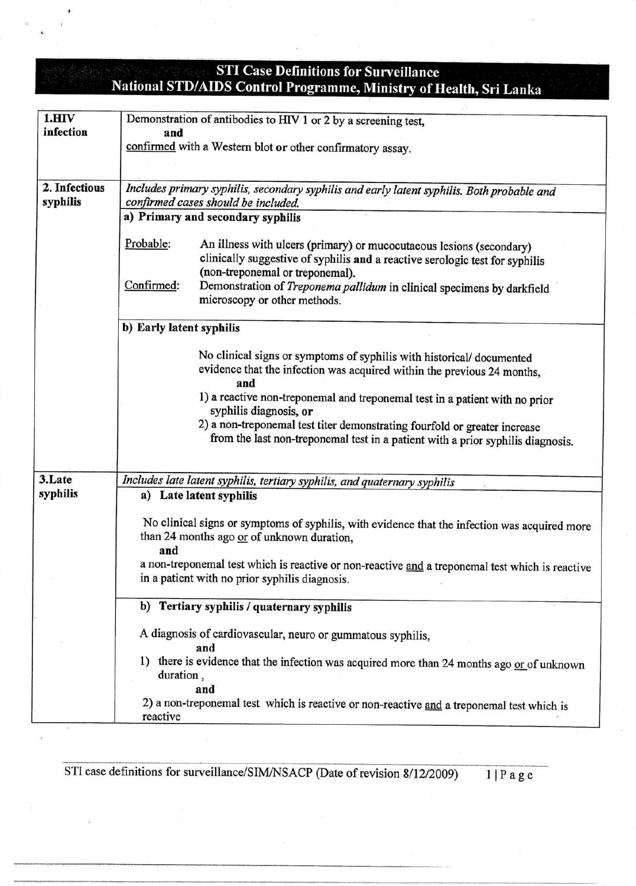# STI Case Definitions for Surveillance
## National STD/AIDS Control Programme, Ministry of Health, Sri Lanka

| | |
|---|---|
| **1. HIV infection** | Demonstration of antibodies to HIV 1 or 2 by a screening test, **and** confirmed with a Western blot **or** other confirmatory assay. |
| **2. Infectious syphilis** | *Includes primary syphilis, secondary syphilis and early latent syphilis. Both probable and confirmed cases should be included.* |
| | **a) Primary and secondary syphilis**<br><br>Probable: An illness with ulcers (primary) or mucocutaeous lesions (secondary) clinically suggestive of syphilis **and** a reactive serologic test for syphilis (non-treponemal or treponemal).<br><br>Confirmed: Demonstration of *Treponema pallidum* in clinical specimens by darkfield microscopy or other methods. |
| | **b) Early latent syphilis**<br><br>No clinical signs or symptoms of syphilis with historical/ documented evidence that the infection was acquired within the previous 24 months, **and**<br>1) a reactive non-treponemal and treponemal test in a patient with no prior syphilis diagnosis, **or**<br>2) a non-treponemal test titer demonstrating fourfold or greater increase from the last non-treponemal test in a patient with a prior syphilis diagnosis. |
| **3. Late syphilis** | *Includes late latent syphilis, tertiary syphilis, and quaternary syphilis* |
| | **a) Late latent syphilis**<br><br>No clinical signs or symptoms of syphilis, with evidence that the infection was acquired more than 24 months ago or of unknown duration, **and** a non-treponemal test which is reactive or non-reactive and a treponemal test which is reactive in a patient with no prior syphilis diagnosis. |
| | **b) Tertiary syphilis / quaternary syphilis**<br><br>A diagnosis of cardiovascular, neuro or gummatous syphilis, **and**<br>1) there is evidence that the infection was acquired more than 24 months ago or of unknown duration, **and**<br>2) a non-treponemal test which is reactive or non-reactive and a treponemal test which is reactive |

STI case definitions for surveillance/SIM/NSACP (Date of revision 8/12/2009)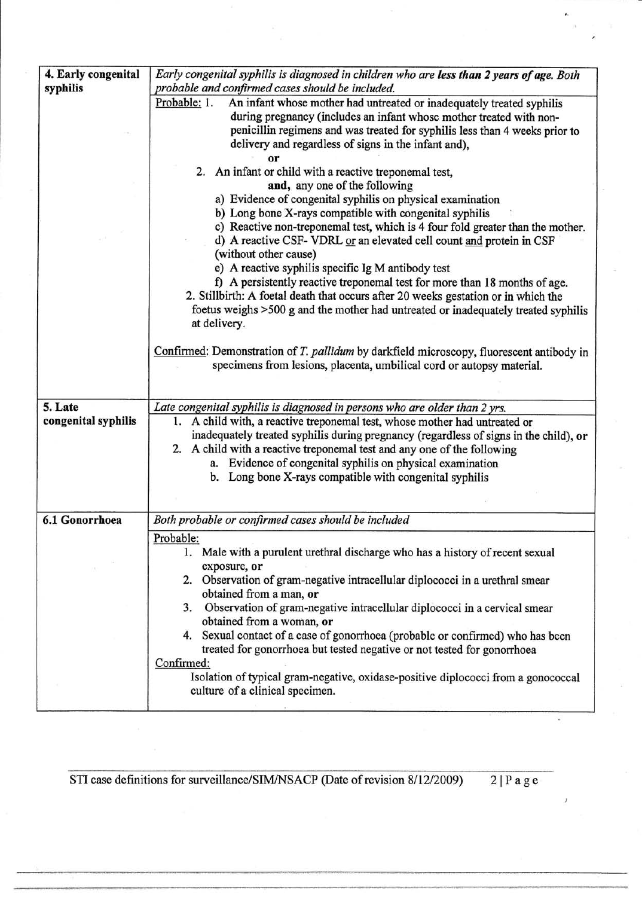| | |
|---|---|
| **4. Early congenital syphilis** | *Early congenital syphilis is diagnosed in children who are **less than 2 years of age**. Both probable and confirmed cases should be included.* |
| | Probable: 1. An infant whose mother had untreated or inadequately treated syphilis during pregnancy (includes an infant whose mother treated with non-penicillin regimens and was treated for syphilis less than 4 weeks prior to delivery and regardless of signs in the infant and), **or**<br>2. An infant or child with a reactive treponemal test, **and,** any one of the following<br>a) Evidence of congenital syphilis on physical examination<br>b) Long bone X-rays compatible with congenital syphilis<br>c) Reactive non-treponemal test, which is 4 four fold greater than the mother.<br>d) A reactive CSF- VDRL or an elevated cell count and protein in CSF (without other cause)<br>e) A reactive syphilis specific Ig M antibody test<br>f) A persistently reactive treponemal test for more than 18 months of age.<br>2. Stillbirth: A foetal death that occurs after 20 weeks gestation or in which the foetus weighs >500 g and the mother had untreated or inadequately treated syphilis at delivery.<br><br>Confirmed: Demonstration of *T. pallidum* by darkfield microscopy, fluorescent antibody in specimens from lesions, placenta, umbilical cord or autopsy material. |
| **5. Late congenital syphilis** | *Late congenital syphilis is diagnosed in persons who are older than 2 yrs.* |
| | 1. A child with, a reactive treponemal test, whose mother had untreated or inadequately treated syphilis during pregnancy (regardless of signs in the child), **or**<br>2. A child with a reactive treponemal test and any one of the following<br>a. Evidence of congenital syphilis on physical examination<br>b. Long bone X-rays compatible with congenital syphilis |
| **6.1 Gonorrhoea** | *Both probable or confirmed cases should be included* |
| | Probable:<br>1. Male with a purulent urethral discharge who has a history of recent sexual exposure, or<br>2. Observation of gram-negative intracellular diplococci in a urethral smear obtained from a man, **or**<br>3. Observation of gram-negative intracellular diplococci in a cervical smear obtained from a woman, **or**<br>4. Sexual contact of a case of gonorrhoea (probable or confirmed) who has been treated for gonorrhoea but tested negative or not tested for gonorrhoea<br>Confirmed:<br>Isolation of typical gram-negative, oxidase-positive diplococci from a gonococcal culture of a clinical specimen. |

STI case definitions for surveillance/SIM/NSACP (Date of revision 8/12/2009)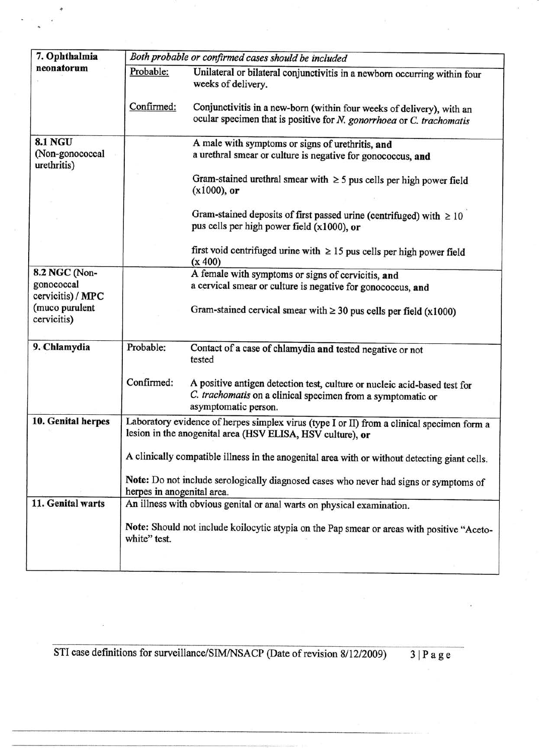| 7. Ophthalmia neonatorum | *Both probable or confirmed cases should be included* | |
|---|---|---|
| | Probable: | Unilateral or bilateral conjunctivitis in a newborn occurring within four weeks of delivery. |
| | Confirmed: | Conjunctivitis in a new-born (within four weeks of delivery), with an ocular specimen that is positive for *N. gonorrhoea* or *C. trachomatis* |
| **8.1 NGU** (Non-gonococcal urethritis) | | A male with symptoms or signs of urethritis, **and** a urethral smear or culture is negative for gonococcus, **and**<br><br>Gram-stained urethral smear with ≥ 5 pus cells per high power field (x1000), **or**<br><br>Gram-stained deposits of first passed urine (centrifuged) with ≥ 10 pus cells per high power field (x1000), **or**<br><br>first void centrifuged urine with ≥ 15 pus cells per high power field (x 400) |
| **8.2 NGC** (Non-gonococcal cervicitis) / **MPC** (muco purulent cervicitis) | | A female with symptoms or signs of cervicitis, **and** a cervical smear or culture is negative for gonococcus, **and**<br><br>Gram-stained cervical smear with ≥ 30 pus cells per field (x1000) |
| **9. Chlamydia** | Probable: | Contact of a case of chlamydia **and** tested negative or not tested |
| | Confirmed: | A positive antigen detection test, culture or nucleic acid-based test for *C. trachomatis* on a clinical specimen from a symptomatic or asymptomatic person. |
| **10. Genital herpes** | Laboratory evidence of herpes simplex virus (type I or II) from a clinical specimen form a lesion in the anogenital area (HSV ELISA, HSV culture), **or**<br><br>A clinically compatible illness in the anogenital area with or without detecting giant cells.<br><br>**Note:** Do not include serologically diagnosed cases who never had signs or symptoms of herpes in anogenital area. | |
| **11. Genital warts** | An illness with obvious genital or anal warts on physical examination.<br><br>**Note:** Should not include koilocytic atypia on the Pap smear or areas with positive "Aceto-white" test. | |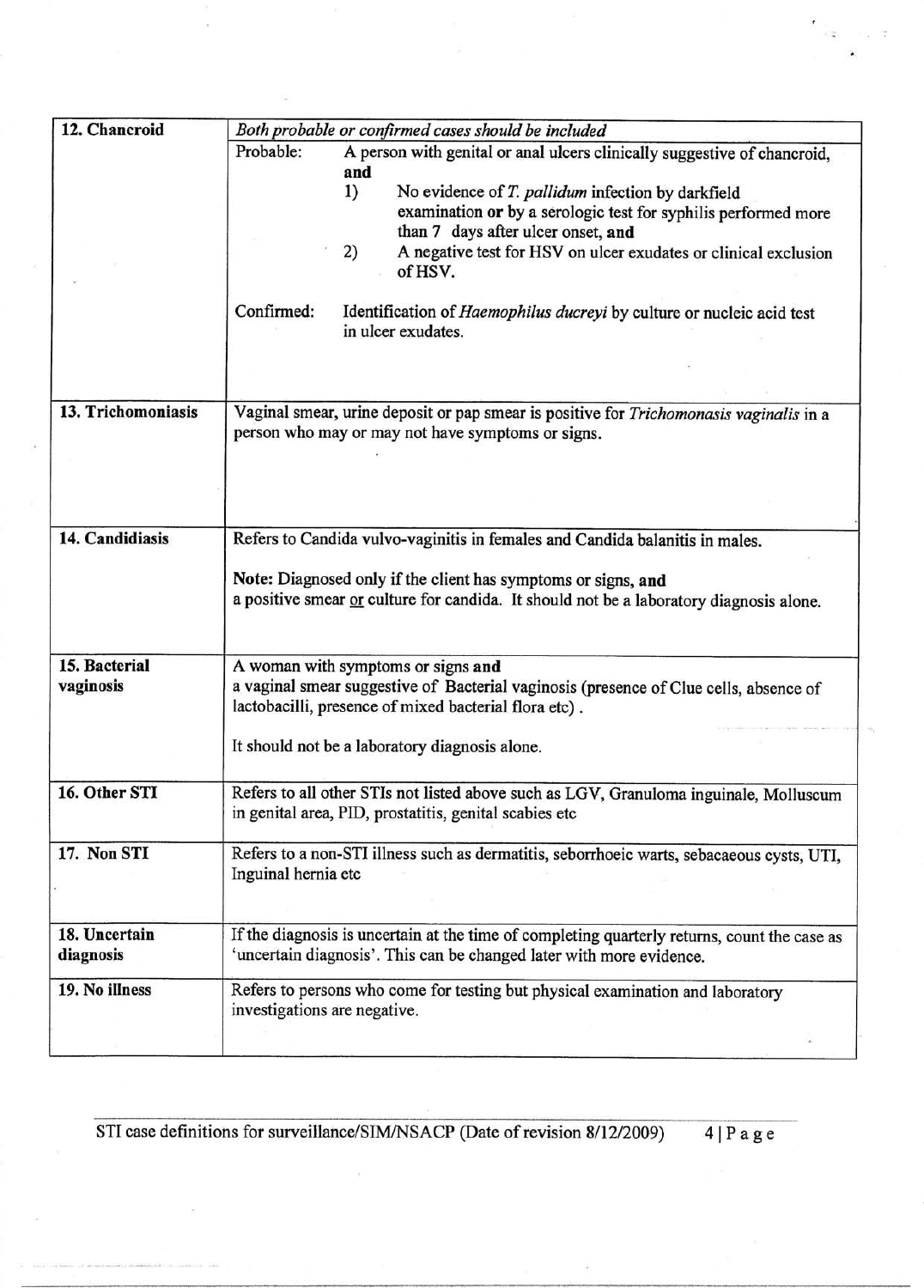| | |
|---|---|
| **12. Chancroid** | *Both probable or confirmed cases should be included*<br><br>Probable: A person with genital or anal ulcers clinically suggestive of chancroid, **and**<br>1) No evidence of *T. pallidum* infection by darkfield examination **or** by a serologic test for syphilis performed more than 7 days after ulcer onset, **and**<br>2) A negative test for HSV on ulcer exudates or clinical exclusion of HSV.<br><br>Confirmed: Identification of *Haemophilus ducreyi* by culture or nucleic acid test in ulcer exudates. |
| **13. Trichomoniasis** | Vaginal smear, urine deposit or pap smear is positive for *Trichomonasis vaginalis* in a person who may or may not have symptoms or signs. |
| **14. Candidiasis** | Refers to Candida vulvo-vaginitis in females and Candida balanitis in males.<br><br>**Note:** Diagnosed only if the client has symptoms or signs, **and** a positive smear <u>or</u> culture for candida. It should not be a laboratory diagnosis alone. |
| **15. Bacterial vaginosis** | A woman with symptoms or signs **and** a vaginal smear suggestive of Bacterial vaginosis (presence of Clue cells, absence of lactobacilli, presence of mixed bacterial flora etc) .<br><br>It should not be a laboratory diagnosis alone. |
| **16. Other STI** | Refers to all other STIs not listed above such as LGV, Granuloma inguinale, Molluscum in genital area, PID, prostatitis, genital scabies etc |
| **17. Non STI** | Refers to a non-STI illness such as dermatitis, seborrhoeic warts, sebacaeous cysts, UTI, Inguinal hernia etc |
| **18. Uncertain diagnosis** | If the diagnosis is uncertain at the time of completing quarterly returns, count the case as 'uncertain diagnosis'. This can be changed later with more evidence. |
| **19. No illness** | Refers to persons who come for testing but physical examination and laboratory investigations are negative. |